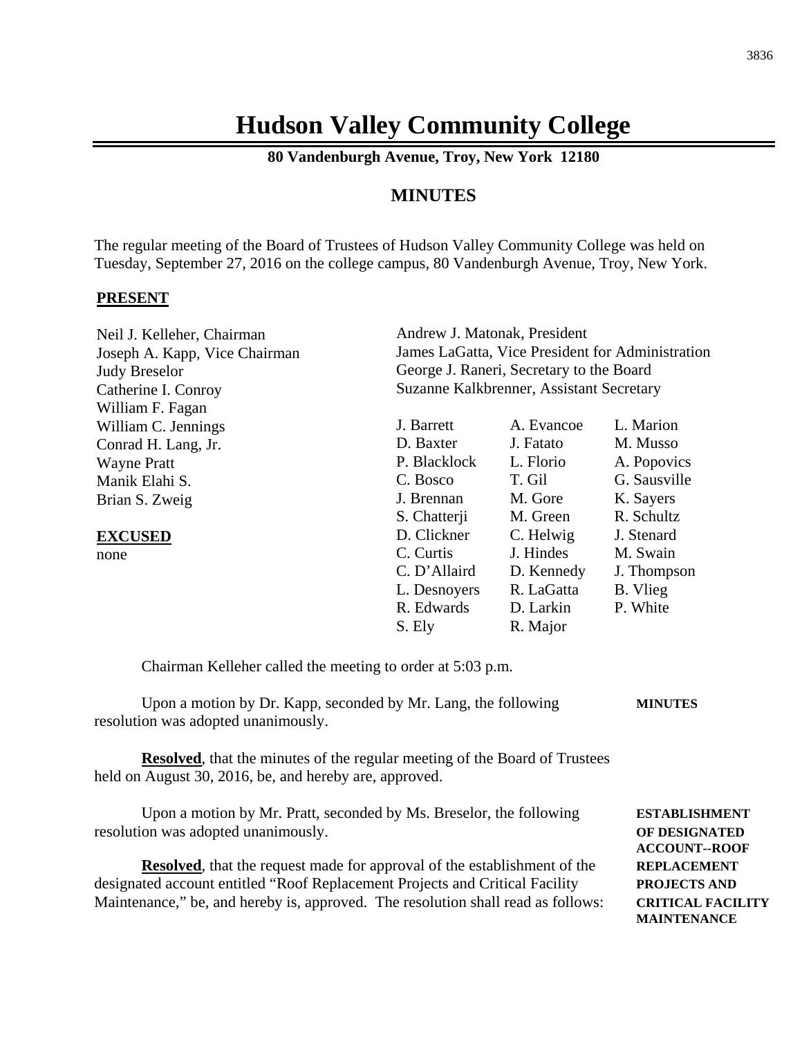# Hudson Valley Community College

**80 Vandenburgh Avenue, Troy, New York 12180**

## MINUTES

The regular meeting of the Board of Trustees of Hudson Valley Community College was held on Tuesday, September 27, 2016 on the college campus, 80 Vandenburgh Avenue, Troy, New York.

**PRESENT**

Neil J. Kelleher, Chairman
Joseph A. Kapp, Vice Chairman
Judy Breselor
Catherine I. Conroy
William F. Fagan
William C. Jennings
Conrad H. Lang, Jr.
Wayne Pratt
Manik Elahi S.
Brian S. Zweig

**EXCUSED**
none

Andrew J. Matonak, President
James LaGatta, Vice President for Administration
George J. Raneri, Secretary to the Board
Suzanne Kalkbrenner, Assistant Secretary

| | | |
|---|---|---|
| J. Barrett | A. Evancoe | L. Marion |
| D. Baxter | J. Fatato | M. Musso |
| P. Blacklock | L. Florio | A. Popovics |
| C. Bosco | T. Gil | G. Sausville |
| J. Brennan | M. Gore | K. Sayers |
| S. Chatterji | M. Green | R. Schultz |
| D. Clickner | C. Helwig | J. Stenard |
| C. Curtis | J. Hindes | M. Swain |
| C. D'Allaird | D. Kennedy | J. Thompson |
| L. Desnoyers | R. LaGatta | B. Vlieg |
| R. Edwards | D. Larkin | P. White |
| S. Ely | R. Major | |

Chairman Kelleher called the meeting to order at 5:03 p.m.

**MINUTES**

Upon a motion by Dr. Kapp, seconded by Mr. Lang, the following resolution was adopted unanimously.

**Resolved**, that the minutes of the regular meeting of the Board of Trustees held on August 30, 2016, be, and hereby are, approved.

**ESTABLISHMENT OF DESIGNATED ACCOUNT--ROOF REPLACEMENT PROJECTS AND CRITICAL FACILITY MAINTENANCE**

Upon a motion by Mr. Pratt, seconded by Ms. Breselor, the following resolution was adopted unanimously.

**Resolved**, that the request made for approval of the establishment of the designated account entitled "Roof Replacement Projects and Critical Facility Maintenance," be, and hereby is, approved. The resolution shall read as follows: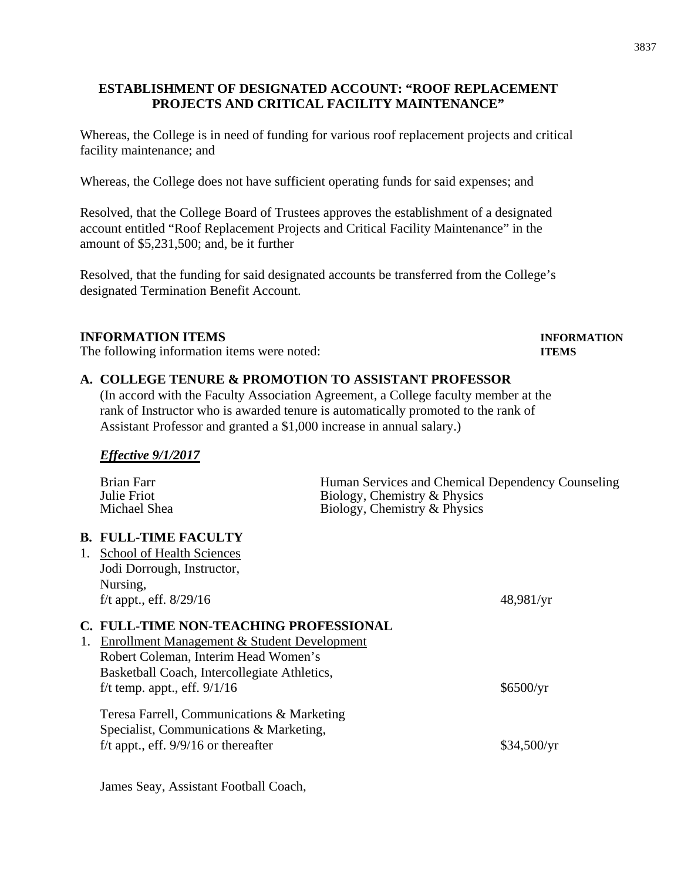## ESTABLISHMENT OF DESIGNATED ACCOUNT: "ROOF REPLACEMENT PROJECTS AND CRITICAL FACILITY MAINTENANCE"

Whereas, the College is in need of funding for various roof replacement projects and critical facility maintenance; and

Whereas, the College does not have sufficient operating funds for said expenses; and

Resolved, that the College Board of Trustees approves the establishment of a designated account entitled "Roof Replacement Projects and Critical Facility Maintenance" in the amount of $5,231,500; and, be it further

Resolved, that the funding for said designated accounts be transferred from the College's designated Termination Benefit Account.

## INFORMATION ITEMS

**INFORMATION ITEMS**

The following information items were noted:

### A. COLLEGE TENURE & PROMOTION TO ASSISTANT PROFESSOR

(In accord with the Faculty Association Agreement, a College faculty member at the rank of Instructor who is awarded tenure is automatically promoted to the rank of Assistant Professor and granted a $1,000 increase in annual salary.)

***Effective 9/1/2017***

| | |
|---|---|
| Brian Farr | Human Services and Chemical Dependency Counseling |
| Julie Friot | Biology, Chemistry & Physics |
| Michael Shea | Biology, Chemistry & Physics |

### B. FULL-TIME FACULTY

1. School of Health Sciences
   Jodi Dorrough, Instructor,
   Nursing,
   f/t appt., eff. 8/29/16 — 48,981/yr

### C. FULL-TIME NON-TEACHING PROFESSIONAL

1. Enrollment Management & Student Development
   Robert Coleman, Interim Head Women's
   Basketball Coach, Intercollegiate Athletics,
   f/t temp. appt., eff. 9/1/16 — $6500/yr

   Teresa Farrell, Communications & Marketing
   Specialist, Communications & Marketing,
   f/t appt., eff. 9/9/16 or thereafter — $34,500/yr

   James Seay, Assistant Football Coach,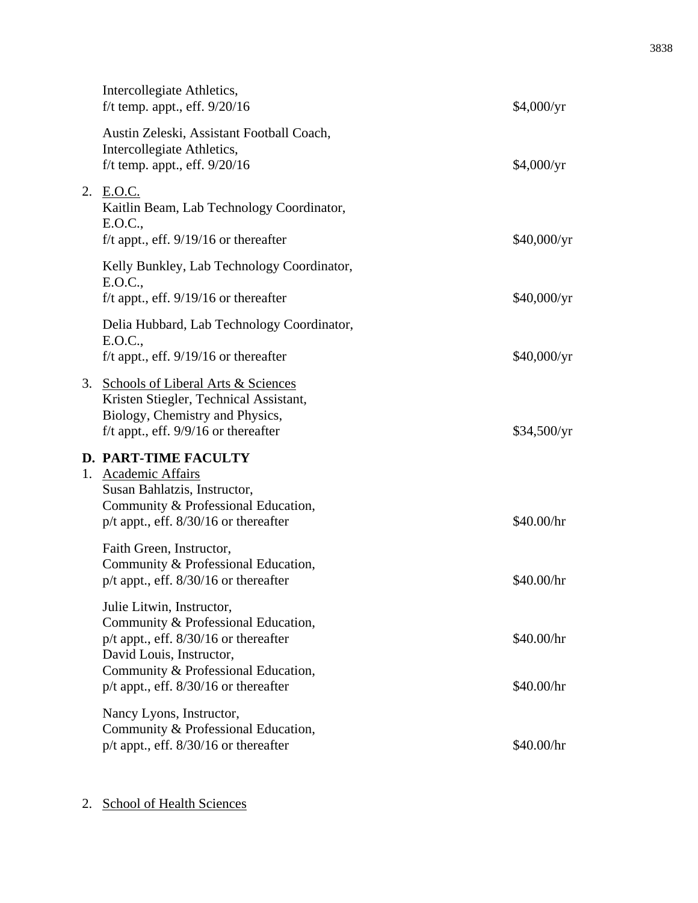Intercollegiate Athletics,
f/t temp. appt., eff. 9/20/16 $4,000/yr

Austin Zeleski, Assistant Football Coach,
Intercollegiate Athletics,
f/t temp. appt., eff. 9/20/16 $4,000/yr

2. E.O.C.
   Kaitlin Beam, Lab Technology Coordinator,
   E.O.C.,
   f/t appt., eff. 9/19/16 or thereafter $40,000/yr

   Kelly Bunkley, Lab Technology Coordinator,
   E.O.C.,
   f/t appt., eff. 9/19/16 or thereafter $40,000/yr

   Delia Hubbard, Lab Technology Coordinator,
   E.O.C.,
   f/t appt., eff. 9/19/16 or thereafter $40,000/yr

3. Schools of Liberal Arts & Sciences
   Kristen Stiegler, Technical Assistant,
   Biology, Chemistry and Physics,
   f/t appt., eff. 9/9/16 or thereafter $34,500/yr

**D. PART-TIME FACULTY**

1. Academic Affairs
   Susan Bahlatzis, Instructor,
   Community & Professional Education,
   p/t appt., eff. 8/30/16 or thereafter $40.00/hr

   Faith Green, Instructor,
   Community & Professional Education,
   p/t appt., eff. 8/30/16 or thereafter $40.00/hr

   Julie Litwin, Instructor,
   Community & Professional Education,
   p/t appt., eff. 8/30/16 or thereafter $40.00/hr
   David Louis, Instructor,
   Community & Professional Education,
   p/t appt., eff. 8/30/16 or thereafter $40.00/hr

   Nancy Lyons, Instructor,
   Community & Professional Education,
   p/t appt., eff. 8/30/16 or thereafter $40.00/hr

2. School of Health Sciences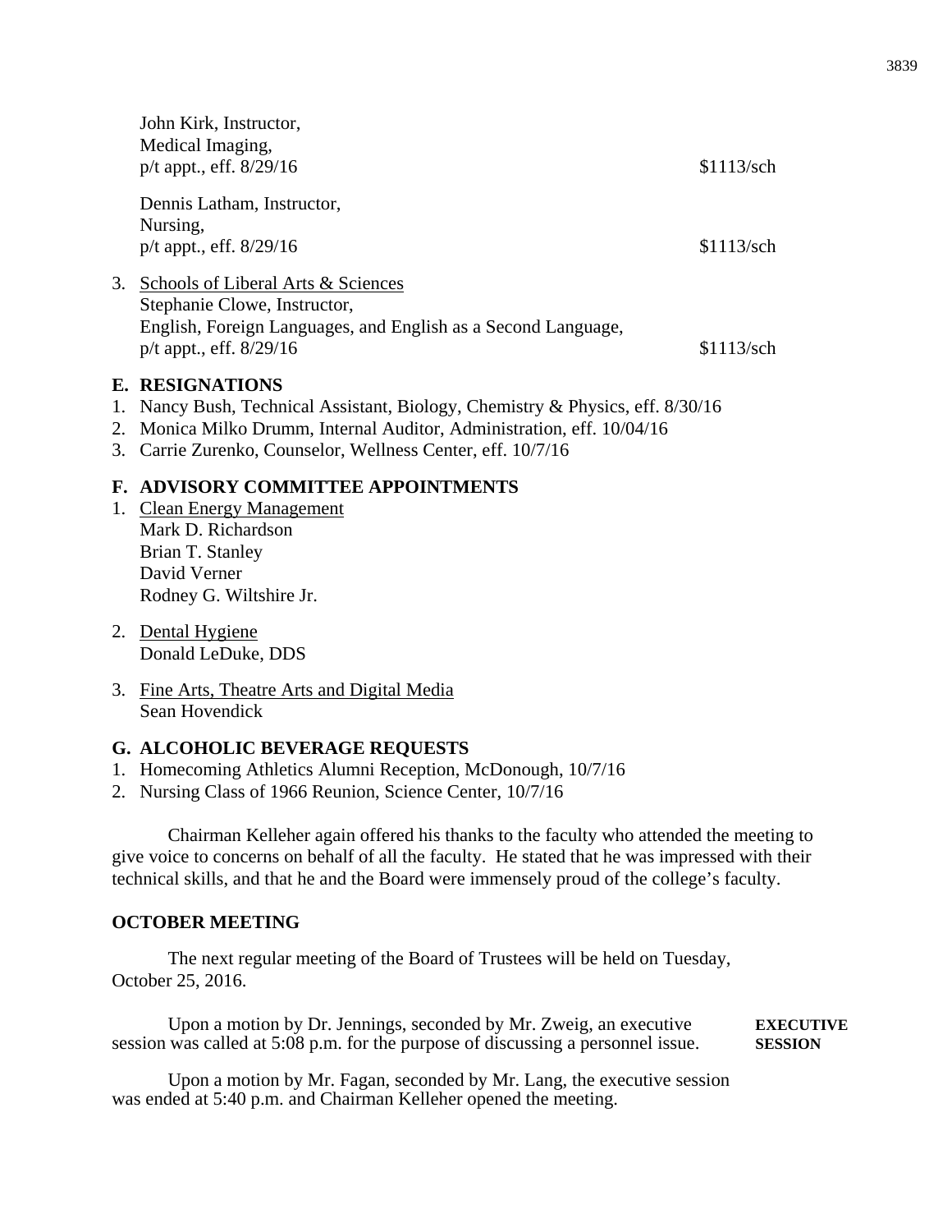John Kirk, Instructor,
Medical Imaging,
p/t appt., eff. 8/29/16 $1113/sch

Dennis Latham, Instructor,
Nursing,
p/t appt., eff. 8/29/16 $1113/sch

3. Schools of Liberal Arts & Sciences
   Stephanie Clowe, Instructor,
   English, Foreign Languages, and English as a Second Language,
   p/t appt., eff. 8/29/16 $1113/sch

**E. RESIGNATIONS**

1. Nancy Bush, Technical Assistant, Biology, Chemistry & Physics, eff. 8/30/16
2. Monica Milko Drumm, Internal Auditor, Administration, eff. 10/04/16
3. Carrie Zurenko, Counselor, Wellness Center, eff. 10/7/16

**F. ADVISORY COMMITTEE APPOINTMENTS**

1. Clean Energy Management
   Mark D. Richardson
   Brian T. Stanley
   David Verner
   Rodney G. Wiltshire Jr.

2. Dental Hygiene
   Donald LeDuke, DDS

3. Fine Arts, Theatre Arts and Digital Media
   Sean Hovendick

**G. ALCOHOLIC BEVERAGE REQUESTS**

1. Homecoming Athletics Alumni Reception, McDonough, 10/7/16
2. Nursing Class of 1966 Reunion, Science Center, 10/7/16

Chairman Kelleher again offered his thanks to the faculty who attended the meeting to give voice to concerns on behalf of all the faculty. He stated that he was impressed with their technical skills, and that he and the Board were immensely proud of the college's faculty.

**OCTOBER MEETING**

The next regular meeting of the Board of Trustees will be held on Tuesday, October 25, 2016.

**EXECUTIVE SESSION**

Upon a motion by Dr. Jennings, seconded by Mr. Zweig, an executive session was called at 5:08 p.m. for the purpose of discussing a personnel issue.

Upon a motion by Mr. Fagan, seconded by Mr. Lang, the executive session was ended at 5:40 p.m. and Chairman Kelleher opened the meeting.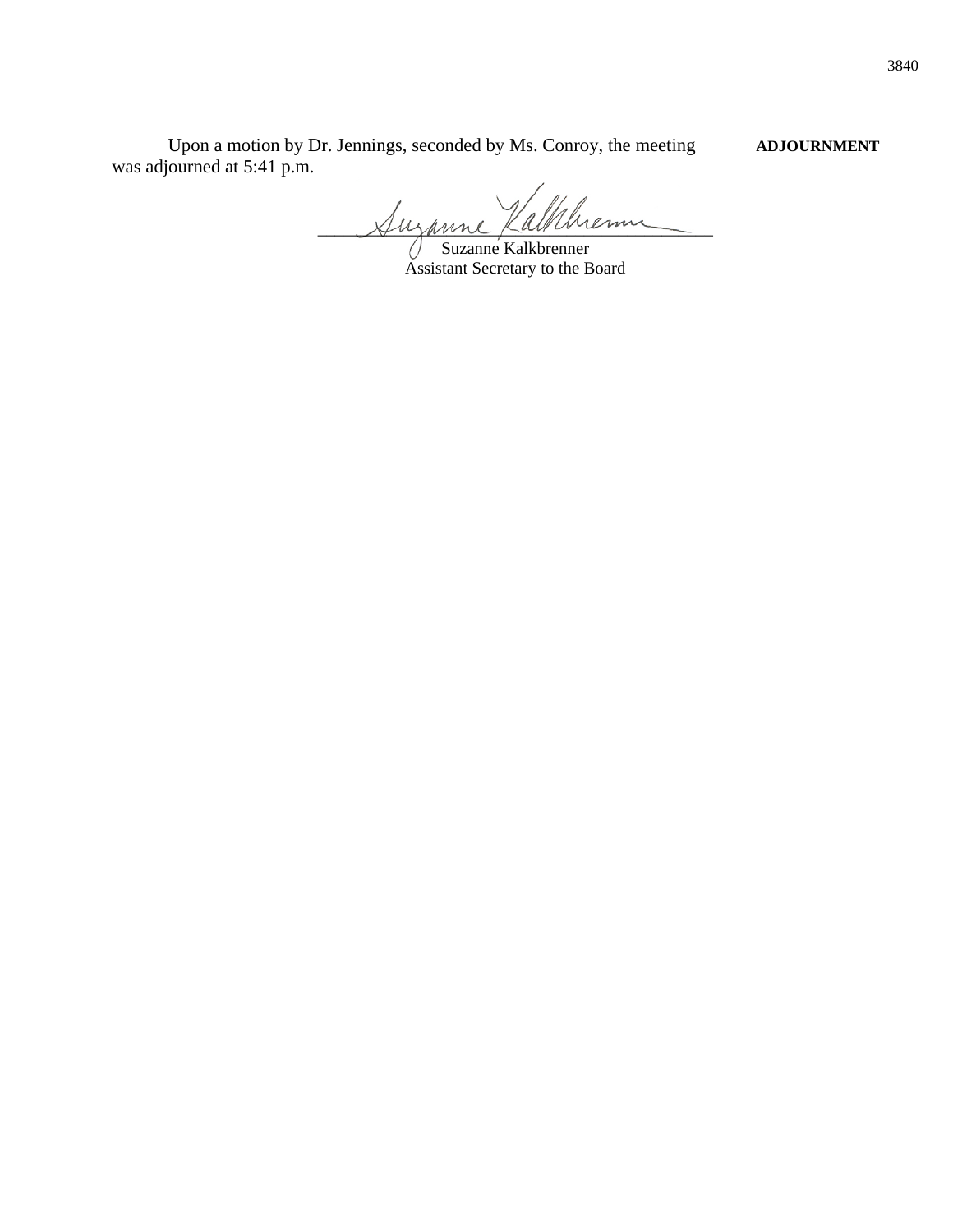**ADJOURNMENT**

Upon a motion by Dr. Jennings, seconded by Ms. Conroy, the meeting was adjourned at 5:41 p.m.

Suzanne Kalkbrenner
Assistant Secretary to the Board